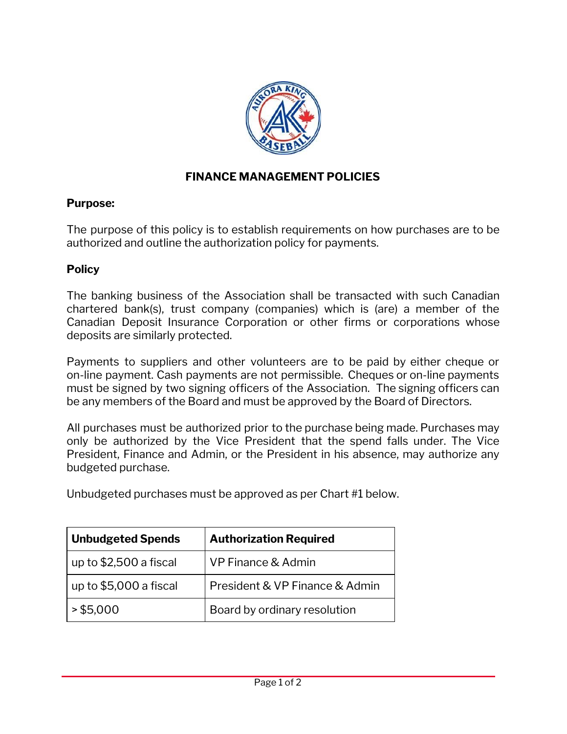# FINANCE MANAGEMENT POLICIES

**Purpose:**

The purpose of this policy is to establish requirements on how purchases are to be authorized and outline the authorization policy for payments.

**Policy**

The banking business of the Association shall be transacted with such Canadian chartered bank(s), trust company (companies) which is (are) a member of the Canadian Deposit Insurance Corporation or other firms or corporations whose deposits are similarly protected.

Payments to suppliers and other volunteers are to be paid by either cheque or on-line payment. Cash payments are not permissible. Cheques or on-line payments must be signed by two signing officers of the Association. The signing officers can be any members of the Board and must be approved by the Board of Directors.

All purchases must be authorized prior to the purchase being made. Purchases may only be authorized by the Vice President that the spend falls under. The Vice President, Finance and Admin, or the President in his absence, may authorize any budgeted purchase.

Unbudgeted purchases must be approved as per Chart #1 below.

| Unbudgeted Spends | Authorization Required |
|---|---|
| up to $2,500 a fiscal | VP Finance & Admin |
| up to $5,000 a fiscal | President & VP Finance & Admin |
| > $5,000 | Board by ordinary resolution |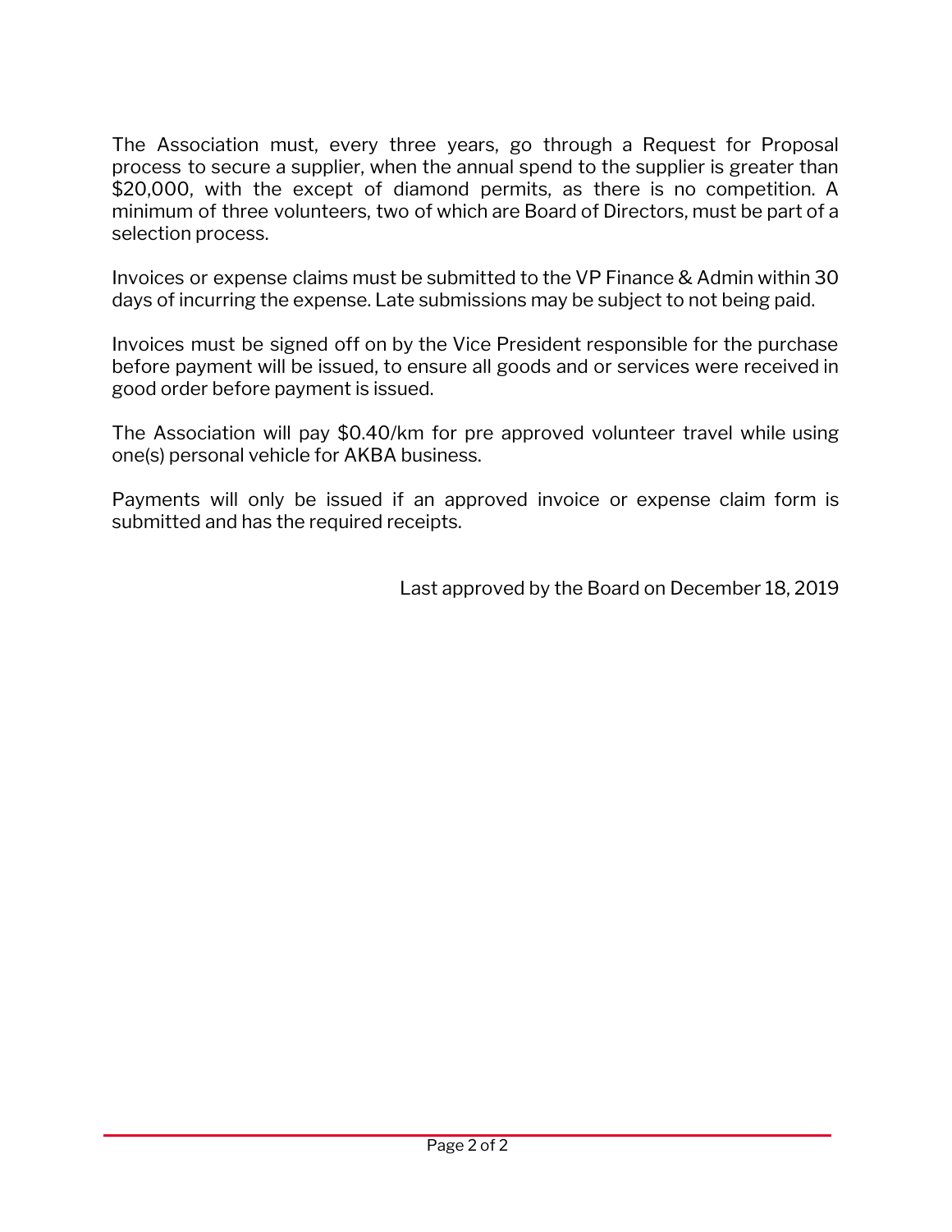The Association must, every three years, go through a Request for Proposal process to secure a supplier, when the annual spend to the supplier is greater than $20,000, with the except of diamond permits, as there is no competition. A minimum of three volunteers, two of which are Board of Directors, must be part of a selection process.

Invoices or expense claims must be submitted to the VP Finance & Admin within 30 days of incurring the expense. Late submissions may be subject to not being paid.

Invoices must be signed off on by the Vice President responsible for the purchase before payment will be issued, to ensure all goods and or services were received in good order before payment is issued.

The Association will pay $0.40/km for pre approved volunteer travel while using one(s) personal vehicle for AKBA business.

Payments will only be issued if an approved invoice or expense claim form is submitted and has the required receipts.

Last approved by the Board on December 18, 2019